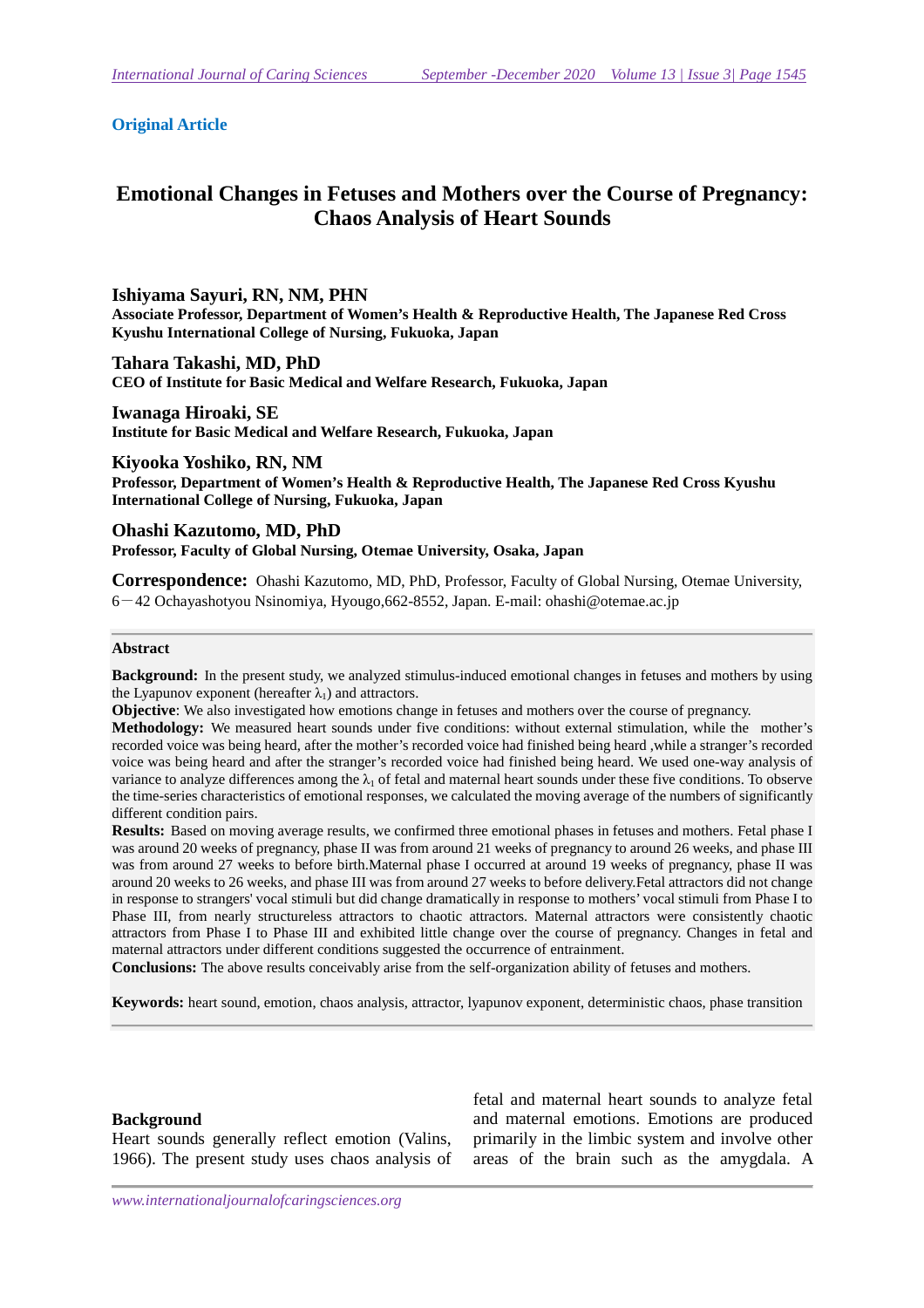**Original Article**

# Emotional Changes in Fetuses and Mothers over the Course of Pregnancy: Chaos Analysis of Heart Sounds

**Ishiyama Sayuri, RN, NM, PHN**
**Associate Professor, Department of Women's Health & Reproductive Health, The Japanese Red Cross Kyushu International College of Nursing, Fukuoka, Japan**

**Tahara Takashi, MD, PhD**
**CEO of Institute for Basic Medical and Welfare Research, Fukuoka, Japan**

**Iwanaga Hiroaki, SE**
**Institute for Basic Medical and Welfare Research, Fukuoka, Japan**

**Kiyooka Yoshiko, RN, NM**
**Professor, Department of Women's Health & Reproductive Health, The Japanese Red Cross Kyushu International College of Nursing, Fukuoka, Japan**

**Ohashi Kazutomo, MD, PhD**
**Professor, Faculty of Global Nursing, Otemae University, Osaka, Japan**

**Correspondence:** Ohashi Kazutomo, MD, PhD, Professor, Faculty of Global Nursing, Otemae University, 6－42 Ochayashotyou Nsinomiya, Hyougo,662-8552, Japan. E-mail: ohashi@otemae.ac.jp

**Abstract**

**Background:** In the present study, we analyzed stimulus-induced emotional changes in fetuses and mothers by using the Lyapunov exponent (hereafter $\lambda_1$) and attractors.

**Objective**: We also investigated how emotions change in fetuses and mothers over the course of pregnancy.

**Methodology:** We measured heart sounds under five conditions: without external stimulation, while the mother's recorded voice was being heard, after the mother's recorded voice had finished being heard ,while a stranger's recorded voice was being heard and after the stranger's recorded voice had finished being heard. We used one-way analysis of variance to analyze differences among the $\lambda_1$ of fetal and maternal heart sounds under these five conditions. To observe the time-series characteristics of emotional responses, we calculated the moving average of the numbers of significantly different condition pairs.

**Results:** Based on moving average results, we confirmed three emotional phases in fetuses and mothers. Fetal phase I was around 20 weeks of pregnancy, phase II was from around 21 weeks of pregnancy to around 26 weeks, and phase III was from around 27 weeks to before birth.Maternal phase I occurred at around 19 weeks of pregnancy, phase II was around 20 weeks to 26 weeks, and phase III was from around 27 weeks to before delivery.Fetal attractors did not change in response to strangers' vocal stimuli but did change dramatically in response to mothers' vocal stimuli from Phase I to Phase III, from nearly structureless attractors to chaotic attractors. Maternal attractors were consistently chaotic attractors from Phase I to Phase III and exhibited little change over the course of pregnancy. Changes in fetal and maternal attractors under different conditions suggested the occurrence of entrainment.

**Conclusions:** The above results conceivably arise from the self-organization ability of fetuses and mothers.

**Keywords:** heart sound, emotion, chaos analysis, attractor, lyapunov exponent, deterministic chaos, phase transition

## Background

Heart sounds generally reflect emotion (Valins, 1966). The present study uses chaos analysis of fetal and maternal heart sounds to analyze fetal and maternal emotions. Emotions are produced primarily in the limbic system and involve other areas of the brain such as the amygdala. A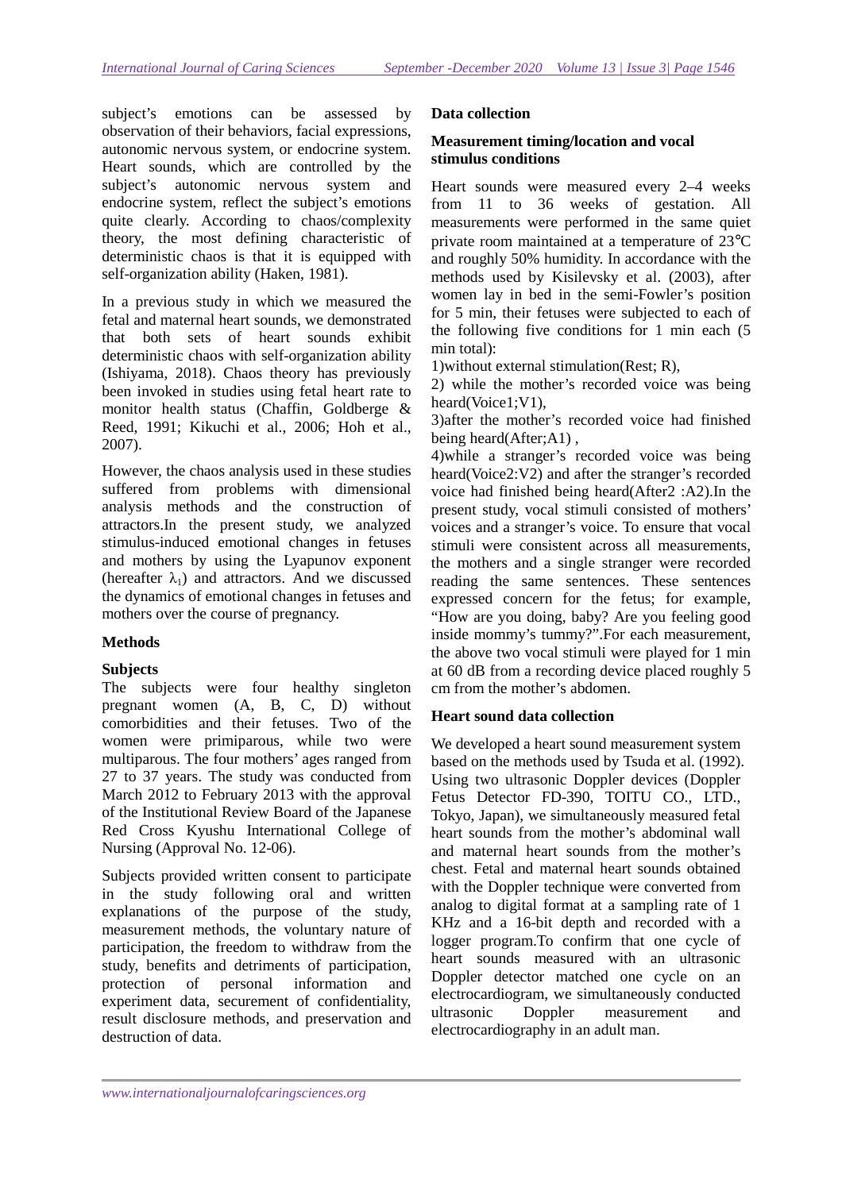subject's emotions can be assessed by observation of their behaviors, facial expressions, autonomic nervous system, or endocrine system. Heart sounds, which are controlled by the subject's autonomic nervous system and endocrine system, reflect the subject's emotions quite clearly. According to chaos/complexity theory, the most defining characteristic of deterministic chaos is that it is equipped with self-organization ability (Haken, 1981).

In a previous study in which we measured the fetal and maternal heart sounds, we demonstrated that both sets of heart sounds exhibit deterministic chaos with self-organization ability (Ishiyama, 2018). Chaos theory has previously been invoked in studies using fetal heart rate to monitor health status (Chaffin, Goldberge & Reed, 1991; Kikuchi et al., 2006; Hoh et al., 2007).

However, the chaos analysis used in these studies suffered from problems with dimensional analysis methods and the construction of attractors.In the present study, we analyzed stimulus-induced emotional changes in fetuses and mothers by using the Lyapunov exponent (hereafter $\lambda_1$) and attractors. And we discussed the dynamics of emotional changes in fetuses and mothers over the course of pregnancy.

## Methods

### Subjects

The subjects were four healthy singleton pregnant women (A, B, C, D) without comorbidities and their fetuses. Two of the women were primiparous, while two were multiparous. The four mothers' ages ranged from 27 to 37 years. The study was conducted from March 2012 to February 2013 with the approval of the Institutional Review Board of the Japanese Red Cross Kyushu International College of Nursing (Approval No. 12-06).

Subjects provided written consent to participate in the study following oral and written explanations of the purpose of the study, measurement methods, the voluntary nature of participation, the freedom to withdraw from the study, benefits and detriments of participation, protection of personal information and experiment data, securement of confidentiality, result disclosure methods, and preservation and destruction of data.

### Data collection

#### Measurement timing/location and vocal stimulus conditions

Heart sounds were measured every 2–4 weeks from 11 to 36 weeks of gestation. All measurements were performed in the same quiet private room maintained at a temperature of 23℃ and roughly 50% humidity. In accordance with the methods used by Kisilevsky et al. (2003), after women lay in bed in the semi-Fowler's position for 5 min, their fetuses were subjected to each of the following five conditions for 1 min each (5 min total):

1)without external stimulation(Rest; R),

2) while the mother's recorded voice was being heard(Voice1;V1),

3)after the mother's recorded voice had finished being heard(After;A1) ,

4)while a stranger's recorded voice was being heard(Voice2:V2) and after the stranger's recorded voice had finished being heard(After2 :A2).In the present study, vocal stimuli consisted of mothers' voices and a stranger's voice. To ensure that vocal stimuli were consistent across all measurements, the mothers and a single stranger were recorded reading the same sentences. These sentences expressed concern for the fetus; for example, "How are you doing, baby? Are you feeling good inside mommy's tummy?".For each measurement, the above two vocal stimuli were played for 1 min at 60 dB from a recording device placed roughly 5 cm from the mother's abdomen.

#### Heart sound data collection

We developed a heart sound measurement system based on the methods used by Tsuda et al. (1992). Using two ultrasonic Doppler devices (Doppler Fetus Detector FD-390, TOITU CO., LTD., Tokyo, Japan), we simultaneously measured fetal heart sounds from the mother's abdominal wall and maternal heart sounds from the mother's chest. Fetal and maternal heart sounds obtained with the Doppler technique were converted from analog to digital format at a sampling rate of 1 KHz and a 16-bit depth and recorded with a logger program.To confirm that one cycle of heart sounds measured with an ultrasonic Doppler detector matched one cycle on an electrocardiogram, we simultaneously conducted ultrasonic Doppler measurement and electrocardiography in an adult man.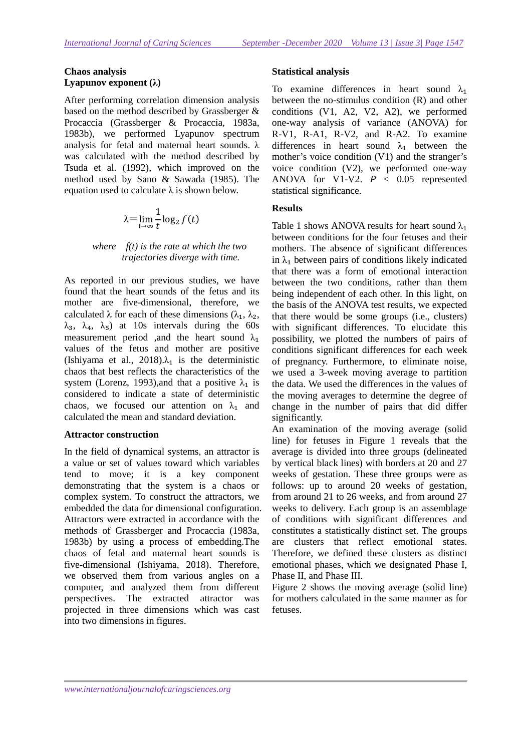## Chaos analysis

### Lyapunov exponent (λ)

After performing correlation dimension analysis based on the method described by Grassberger & Procaccia (Grassberger & Procaccia, 1983a, 1983b), we performed Lyapunov spectrum analysis for fetal and maternal heart sounds. λ was calculated with the method described by Tsuda et al. (1992), which improved on the method used by Sano & Sawada (1985). The equation used to calculate λ is shown below.

$$\lambda = \lim_{t \to \infty} \frac{1}{t} \log_2 f(t)$$

*where f(t) is the rate at which the two trajectories diverge with time.*

As reported in our previous studies, we have found that the heart sounds of the fetus and its mother are five-dimensional, therefore, we calculated λ for each of these dimensions ($\lambda_1$, $\lambda_2$, $\lambda_3$, $\lambda_4$, $\lambda_5$) at 10s intervals during the 60s measurement period ,and the heart sound $\lambda_1$ values of the fetus and mother are positive (Ishiyama et al., 2018).$\lambda_1$ is the deterministic chaos that best reflects the characteristics of the system (Lorenz, 1993),and that a positive $\lambda_1$ is considered to indicate a state of deterministic chaos, we focused our attention on $\lambda_1$ and calculated the mean and standard deviation.

### Attractor construction

In the field of dynamical systems, an attractor is a value or set of values toward which variables tend to move; it is a key component demonstrating that the system is a chaos or complex system. To construct the attractors, we embedded the data for dimensional configuration. Attractors were extracted in accordance with the methods of Grassberger and Procaccia (1983a, 1983b) by using a process of embedding.The chaos of fetal and maternal heart sounds is five-dimensional (Ishiyama, 2018). Therefore, we observed them from various angles on a computer, and analyzed them from different perspectives. The extracted attractor was projected in three dimensions which was cast into two dimensions in figures.

## Statistical analysis

To examine differences in heart sound $\lambda_1$ between the no-stimulus condition (R) and other conditions (V1, A2, V2, A2), we performed one-way analysis of variance (ANOVA) for R-V1, R-A1, R-V2, and R-A2. To examine differences in heart sound $\lambda_1$ between the mother's voice condition (V1) and the stranger's voice condition (V2), we performed one-way ANOVA for V1-V2. $P < 0.05$ represented statistical significance.

## Results

Table 1 shows ANOVA results for heart sound $\lambda_1$ between conditions for the four fetuses and their mothers. The absence of significant differences in $\lambda_1$ between pairs of conditions likely indicated that there was a form of emotional interaction between the two conditions, rather than them being independent of each other. In this light, on the basis of the ANOVA test results, we expected that there would be some groups (i.e., clusters) with significant differences. To elucidate this possibility, we plotted the numbers of pairs of conditions significant differences for each week of pregnancy. Furthermore, to eliminate noise, we used a 3-week moving average to partition the data. We used the differences in the values of the moving averages to determine the degree of change in the number of pairs that did differ significantly.

An examination of the moving average (solid line) for fetuses in Figure 1 reveals that the average is divided into three groups (delineated by vertical black lines) with borders at 20 and 27 weeks of gestation. These three groups were as follows: up to around 20 weeks of gestation, from around 21 to 26 weeks, and from around 27 weeks to delivery. Each group is an assemblage of conditions with significant differences and constitutes a statistically distinct set. The groups are clusters that reflect emotional states. Therefore, we defined these clusters as distinct emotional phases, which we designated Phase I, Phase II, and Phase III.

Figure 2 shows the moving average (solid line) for mothers calculated in the same manner as for fetuses.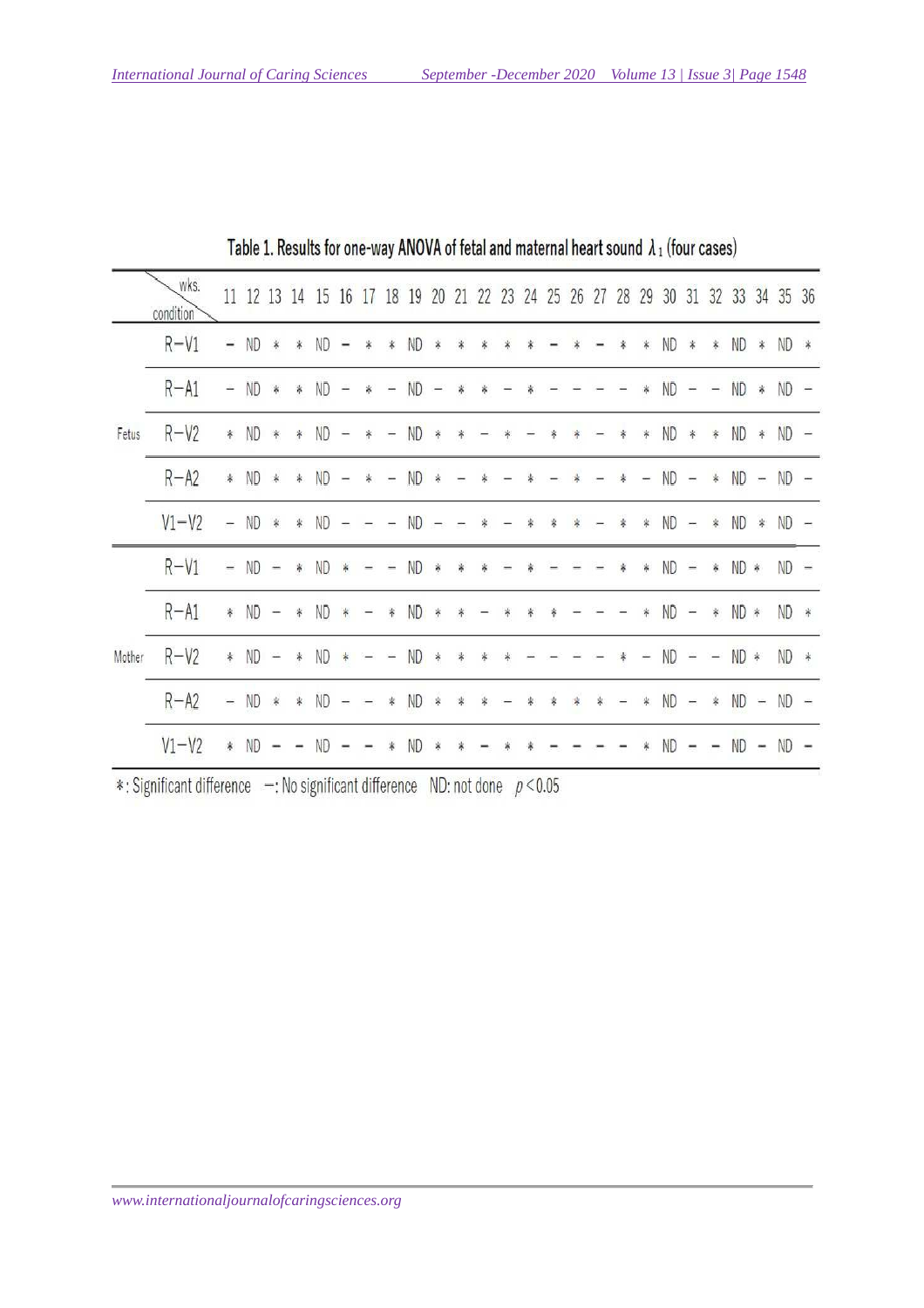Table 1. Results for one-way ANOVA of fetal and maternal heart sound $\lambda_1$ (four cases)

| | wks. / condition | 11 | 12 | 13 | 14 | 15 | 16 | 17 | 18 | 19 | 20 | 21 | 22 | 23 | 24 | 25 | 26 | 27 | 28 | 29 | 30 | 31 | 32 | 33 | 34 | 35 | 36 |
|---|---|---|---|---|---|---|---|---|---|---|---|---|---|---|---|---|---|---|---|---|---|---|---|---|---|---|---|
| Fetus | R−V1 | − | ND | * | * | ND | − | * | * | ND | * | * | * | * | * | − | * | − | * | * | ND | * | * | ND | * | ND | * |
| | R−A1 | − | ND | * | * | ND | − | * | − | ND | − | * | * | − | * | − | − | − | − | * | ND | − | − | ND | * | ND | − |
| | R−V2 | * | ND | * | * | ND | − | * | − | ND | * | * | − | * | − | * | * | − | * | * | ND | * | * | ND | * | ND | − |
| | R−A2 | * | ND | * | * | ND | − | * | − | ND | * | − | * | − | * | − | * | − | * | − | ND | − | * | ND | − | ND | − |
| | V1−V2 | − | ND | * | * | ND | − | − | − | ND | − | − | * | − | * | * | * | − | * | * | ND | − | * | ND | * | ND | − |
| Mother | R−V1 | − | ND | − | * | ND | * | − | − | ND | * | * | * | − | * | − | − | − | * | * | ND | − | * | ND | * | ND | − |
| | R−A1 | * | ND | − | * | ND | * | − | * | ND | * | * | − | * | * | * | − | − | − | * | ND | − | * | ND | * | ND | * |
| | R−V2 | * | ND | − | * | ND | * | − | − | ND | * | * | * | * | − | − | − | − | * | − | ND | − | − | ND | * | ND | * |
| | R−A2 | − | ND | * | * | ND | − | − | * | ND | * | * | * | − | * | * | * | * | − | * | ND | − | * | ND | − | ND | − |
| | V1−V2 | * | ND | − | − | ND | − | − | * | ND | * | * | − | * | * | − | − | − | − | * | ND | − | − | ND | − | ND | − |

*: Significant difference −: No significant difference ND: not done $p < 0.05$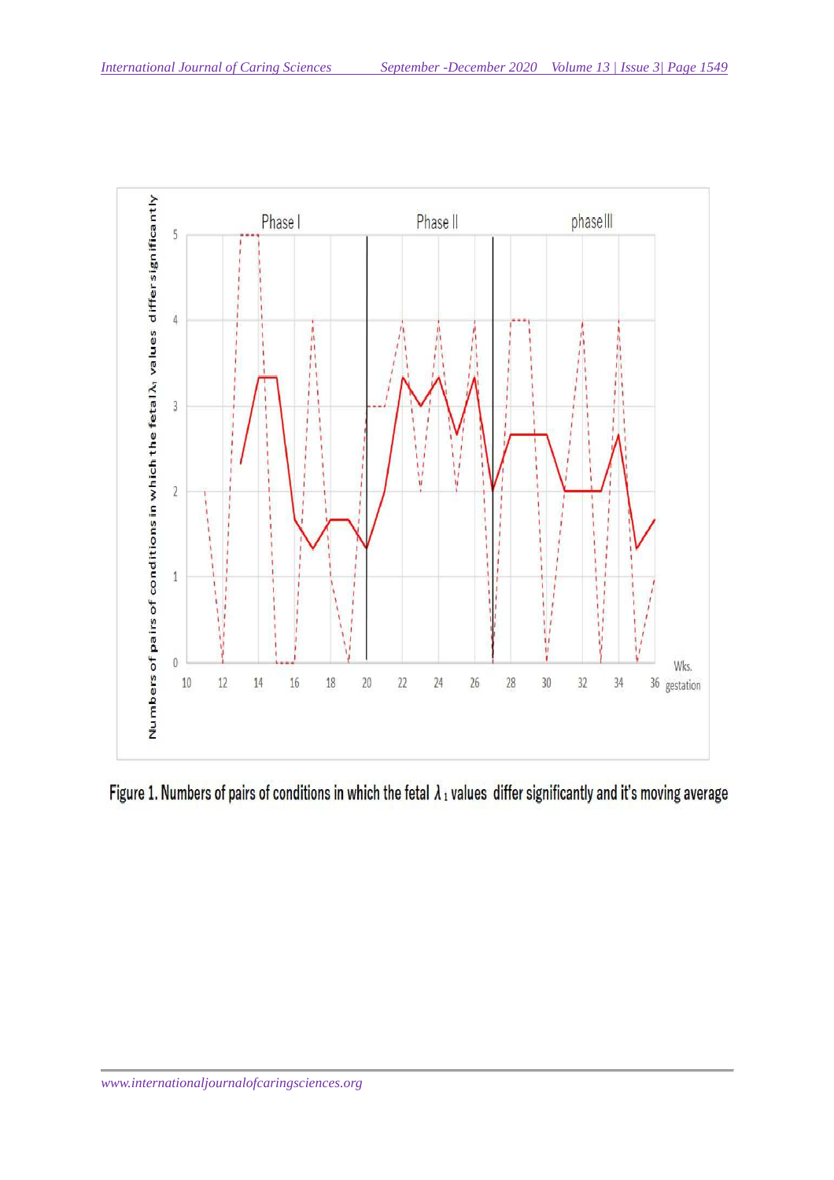Figure 1. Numbers of pairs of conditions in which the fetal $\lambda_1$ values differ significantly and it's moving average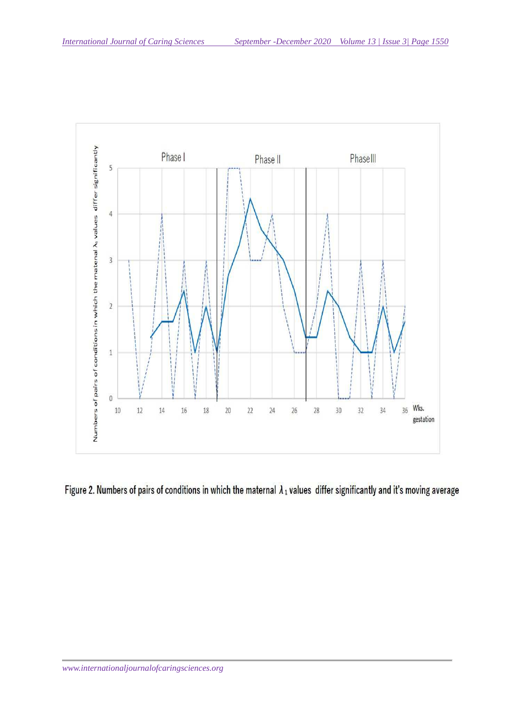Figure 2. Numbers of pairs of conditions in which the maternal $\lambda_1$ values differ significantly and it's moving average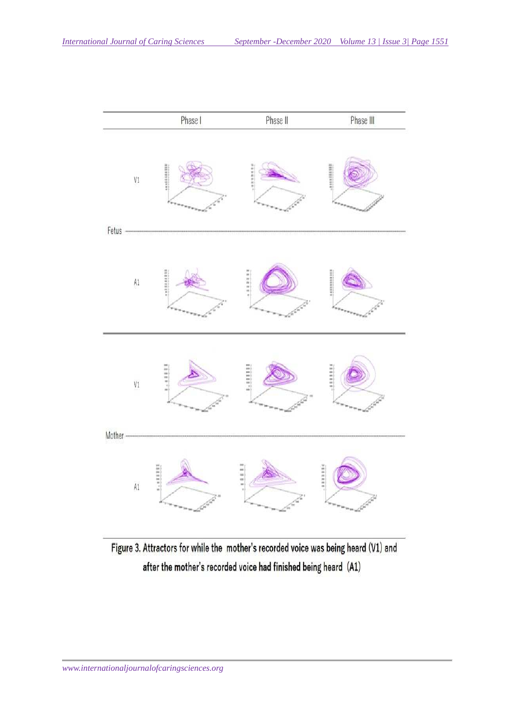| | | Phase I | Phase II | Phase III |
|---|---|---|---|---|
| Fetus | V1 | | | |
| | A1 | | | |
| Mother | V1 | | | |
| | A1 | | | |

Figure 3. Attractors for while the mother's recorded voice was being heard (V1) and after the mother's recorded voice had finished being heard (A1)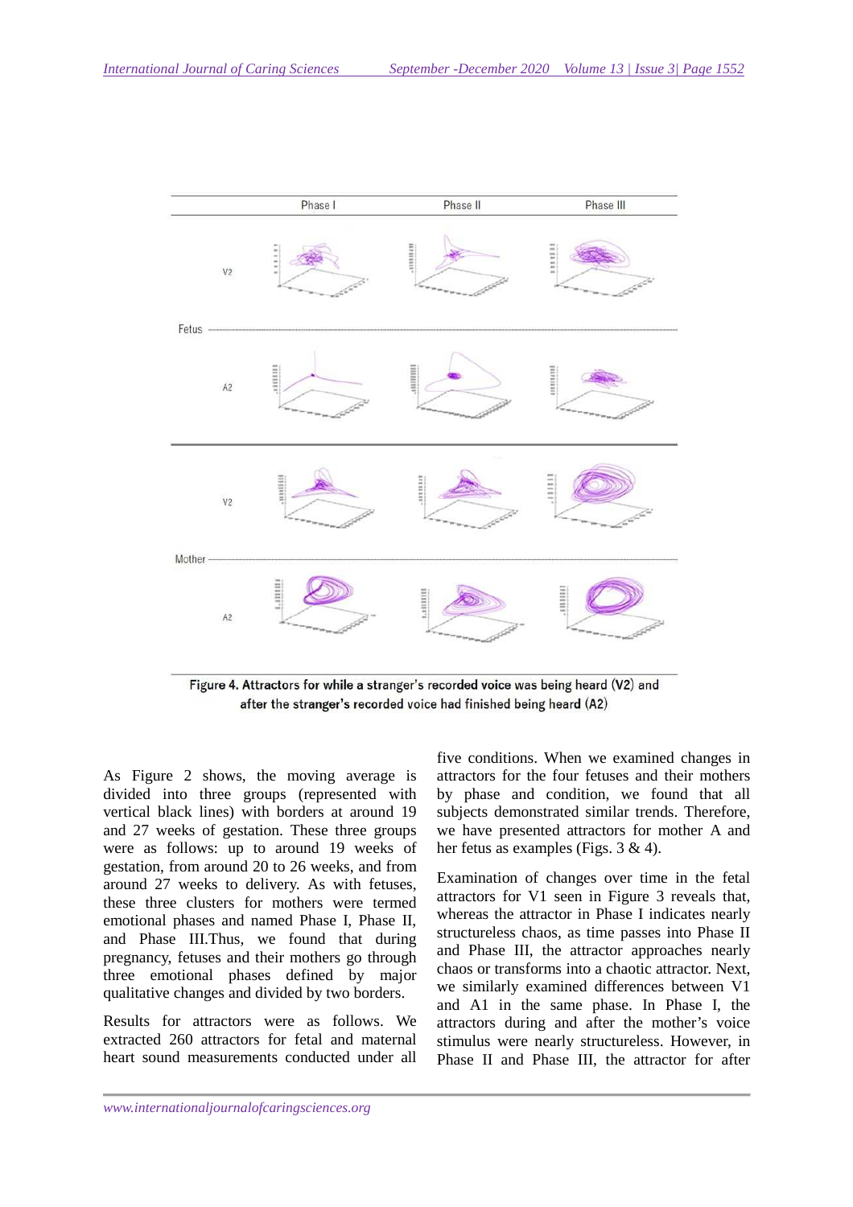Figure 4. Attractors for while a stranger's recorded voice was being heard (V2) and after the stranger's recorded voice had finished being heard (A2)

As Figure 2 shows, the moving average is divided into three groups (represented with vertical black lines) with borders at around 19 and 27 weeks of gestation. These three groups were as follows: up to around 19 weeks of gestation, from around 20 to 26 weeks, and from around 27 weeks to delivery. As with fetuses, these three clusters for mothers were termed emotional phases and named Phase I, Phase II, and Phase III.Thus, we found that during pregnancy, fetuses and their mothers go through three emotional phases defined by major qualitative changes and divided by two borders.

Results for attractors were as follows. We extracted 260 attractors for fetal and maternal heart sound measurements conducted under all five conditions. When we examined changes in attractors for the four fetuses and their mothers by phase and condition, we found that all subjects demonstrated similar trends. Therefore, we have presented attractors for mother A and her fetus as examples (Figs. 3 & 4).

Examination of changes over time in the fetal attractors for V1 seen in Figure 3 reveals that, whereas the attractor in Phase I indicates nearly structureless chaos, as time passes into Phase II and Phase III, the attractor approaches nearly chaos or transforms into a chaotic attractor. Next, we similarly examined differences between V1 and A1 in the same phase. In Phase I, the attractors during and after the mother's voice stimulus were nearly structureless. However, in Phase II and Phase III, the attractor for after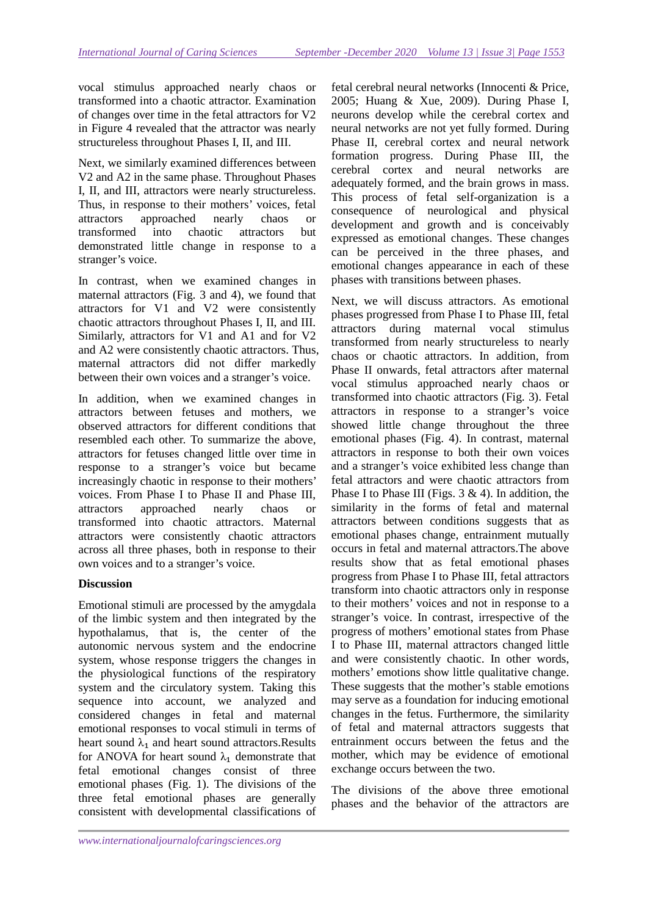vocal stimulus approached nearly chaos or transformed into a chaotic attractor. Examination of changes over time in the fetal attractors for V2 in Figure 4 revealed that the attractor was nearly structureless throughout Phases I, II, and III.

Next, we similarly examined differences between V2 and A2 in the same phase. Throughout Phases I, II, and III, attractors were nearly structureless. Thus, in response to their mothers' voices, fetal attractors approached nearly chaos or transformed into chaotic attractors but demonstrated little change in response to a stranger's voice.

In contrast, when we examined changes in maternal attractors (Fig. 3 and 4), we found that attractors for V1 and V2 were consistently chaotic attractors throughout Phases I, II, and III. Similarly, attractors for V1 and A1 and for V2 and A2 were consistently chaotic attractors. Thus, maternal attractors did not differ markedly between their own voices and a stranger's voice.

In addition, when we examined changes in attractors between fetuses and mothers, we observed attractors for different conditions that resembled each other. To summarize the above, attractors for fetuses changed little over time in response to a stranger's voice but became increasingly chaotic in response to their mothers' voices. From Phase I to Phase II and Phase III, attractors approached nearly chaos or transformed into chaotic attractors. Maternal attractors were consistently chaotic attractors across all three phases, both in response to their own voices and to a stranger's voice.

**Discussion**

Emotional stimuli are processed by the amygdala of the limbic system and then integrated by the hypothalamus, that is, the center of the autonomic nervous system and the endocrine system, whose response triggers the changes in the physiological functions of the respiratory system and the circulatory system. Taking this sequence into account, we analyzed and considered changes in fetal and maternal emotional responses to vocal stimuli in terms of heart sound $\lambda_1$ and heart sound attractors.Results for ANOVA for heart sound $\lambda_1$ demonstrate that fetal emotional changes consist of three emotional phases (Fig. 1). The divisions of the three fetal emotional phases are generally consistent with developmental classifications of fetal cerebral neural networks (Innocenti & Price, 2005; Huang & Xue, 2009). During Phase I, neurons develop while the cerebral cortex and neural networks are not yet fully formed. During Phase II, cerebral cortex and neural network formation progress. During Phase III, the cerebral cortex and neural networks are adequately formed, and the brain grows in mass. This process of fetal self-organization is a consequence of neurological and physical development and growth and is conceivably expressed as emotional changes. These changes can be perceived in the three phases, and emotional changes appearance in each of these phases with transitions between phases.

Next, we will discuss attractors. As emotional phases progressed from Phase I to Phase III, fetal attractors during maternal vocal stimulus transformed from nearly structureless to nearly chaos or chaotic attractors. In addition, from Phase II onwards, fetal attractors after maternal vocal stimulus approached nearly chaos or transformed into chaotic attractors (Fig. 3). Fetal attractors in response to a stranger's voice showed little change throughout the three emotional phases (Fig. 4). In contrast, maternal attractors in response to both their own voices and a stranger's voice exhibited less change than fetal attractors and were chaotic attractors from Phase I to Phase III (Figs. 3 & 4). In addition, the similarity in the forms of fetal and maternal attractors between conditions suggests that as emotional phases change, entrainment mutually occurs in fetal and maternal attractors.The above results show that as fetal emotional phases progress from Phase I to Phase III, fetal attractors transform into chaotic attractors only in response to their mothers' voices and not in response to a stranger's voice. In contrast, irrespective of the progress of mothers' emotional states from Phase I to Phase III, maternal attractors changed little and were consistently chaotic. In other words, mothers' emotions show little qualitative change. These suggests that the mother's stable emotions may serve as a foundation for inducing emotional changes in the fetus. Furthermore, the similarity of fetal and maternal attractors suggests that entrainment occurs between the fetus and the mother, which may be evidence of emotional exchange occurs between the two.

The divisions of the above three emotional phases and the behavior of the attractors are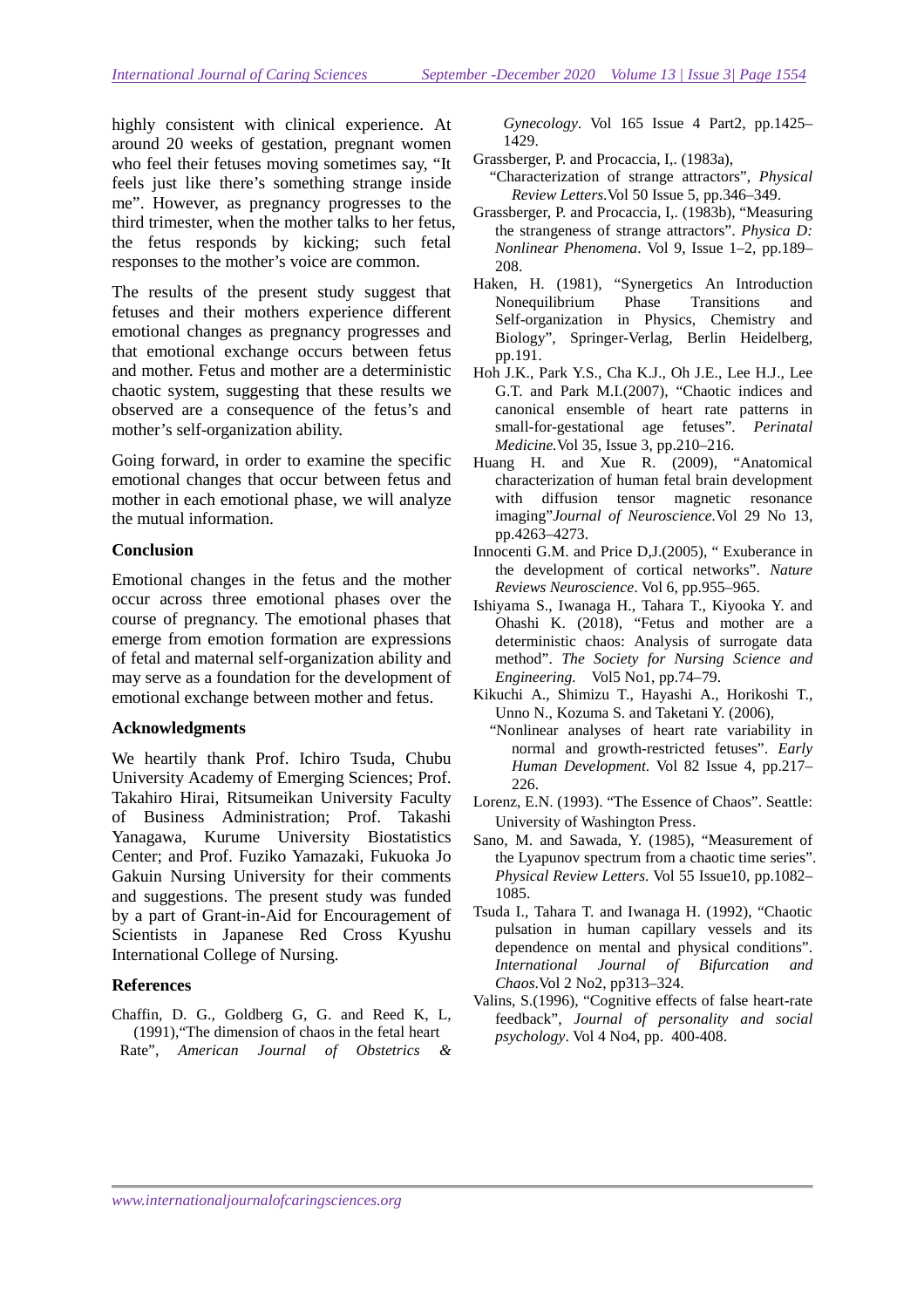highly consistent with clinical experience. At around 20 weeks of gestation, pregnant women who feel their fetuses moving sometimes say, "It feels just like there's something strange inside me". However, as pregnancy progresses to the third trimester, when the mother talks to her fetus, the fetus responds by kicking; such fetal responses to the mother's voice are common.

The results of the present study suggest that fetuses and their mothers experience different emotional changes as pregnancy progresses and that emotional exchange occurs between fetus and mother. Fetus and mother are a deterministic chaotic system, suggesting that these results we observed are a consequence of the fetus's and mother's self-organization ability.

Going forward, in order to examine the specific emotional changes that occur between fetus and mother in each emotional phase, we will analyze the mutual information.

## Conclusion

Emotional changes in the fetus and the mother occur across three emotional phases over the course of pregnancy. The emotional phases that emerge from emotion formation are expressions of fetal and maternal self-organization ability and may serve as a foundation for the development of emotional exchange between mother and fetus.

## Acknowledgments

We heartily thank Prof. Ichiro Tsuda, Chubu University Academy of Emerging Sciences; Prof. Takahiro Hirai, Ritsumeikan University Faculty of Business Administration; Prof. Takashi Yanagawa, Kurume University Biostatistics Center; and Prof. Fuziko Yamazaki, Fukuoka Jo Gakuin Nursing University for their comments and suggestions. The present study was funded by a part of Grant-in-Aid for Encouragement of Scientists in Japanese Red Cross Kyushu International College of Nursing.

## References

Chaffin, D. G., Goldberg G, G. and Reed K, L, (1991),"The dimension of chaos in the fetal heart Rate", *American Journal of Obstetrics & Gynecology*. Vol 165 Issue 4 Part2, pp.1425–1429.

Grassberger, P. and Procaccia, I,. (1983a), "Characterization of strange attractors", *Physical Review Letters*.Vol 50 Issue 5, pp.346–349.

Grassberger, P. and Procaccia, I,. (1983b), "Measuring the strangeness of strange attractors". *Physica D: Nonlinear Phenomena*. Vol 9, Issue 1–2, pp.189–208.

Haken, H. (1981), "Synergetics An Introduction Nonequilibrium Phase Transitions and Self-organization in Physics, Chemistry and Biology", Springer-Verlag, Berlin Heidelberg, pp.191.

Hoh J.K., Park Y.S., Cha K.J., Oh J.E., Lee H.J., Lee G.T. and Park M.I.(2007), "Chaotic indices and canonical ensemble of heart rate patterns in small-for-gestational age fetuses". *Perinatal Medicine.*Vol 35, Issue 3, pp.210–216.

Huang H. and Xue R. (2009), "Anatomical characterization of human fetal brain development with diffusion tensor magnetic resonance imaging"*Journal of Neuroscience.*Vol 29 No 13, pp.4263–4273.

Innocenti G.M. and Price D,J.(2005), " Exuberance in the development of cortical networks". *Nature Reviews Neuroscience*. Vol 6, pp.955–965.

Ishiyama S., Iwanaga H., Tahara T., Kiyooka Y. and Ohashi K. (2018), "Fetus and mother are a deterministic chaos: Analysis of surrogate data method". *The Society for Nursing Science and Engineering.* Vol5 No1, pp.74–79.

Kikuchi A., Shimizu T., Hayashi A., Horikoshi T., Unno N., Kozuma S. and Taketani Y. (2006), "Nonlinear analyses of heart rate variability in normal and growth-restricted fetuses". *Early Human Development*. Vol 82 Issue 4, pp.217–226.

Lorenz, E.N. (1993). "The Essence of Chaos". Seattle: University of Washington Press.

Sano, M. and Sawada, Y. (1985), "Measurement of the Lyapunov spectrum from a chaotic time series". *Physical Review Letters*. Vol 55 Issue10, pp.1082–1085.

Tsuda I., Tahara T. and Iwanaga H. (1992), "Chaotic pulsation in human capillary vessels and its dependence on mental and physical conditions". *International Journal of Bifurcation and Chaos*.Vol 2 No2, pp313–324.

Valins, S.(1996), "Cognitive effects of false heart-rate feedback", *Journal of personality and social psychology*. Vol 4 No4, pp. 400-408.